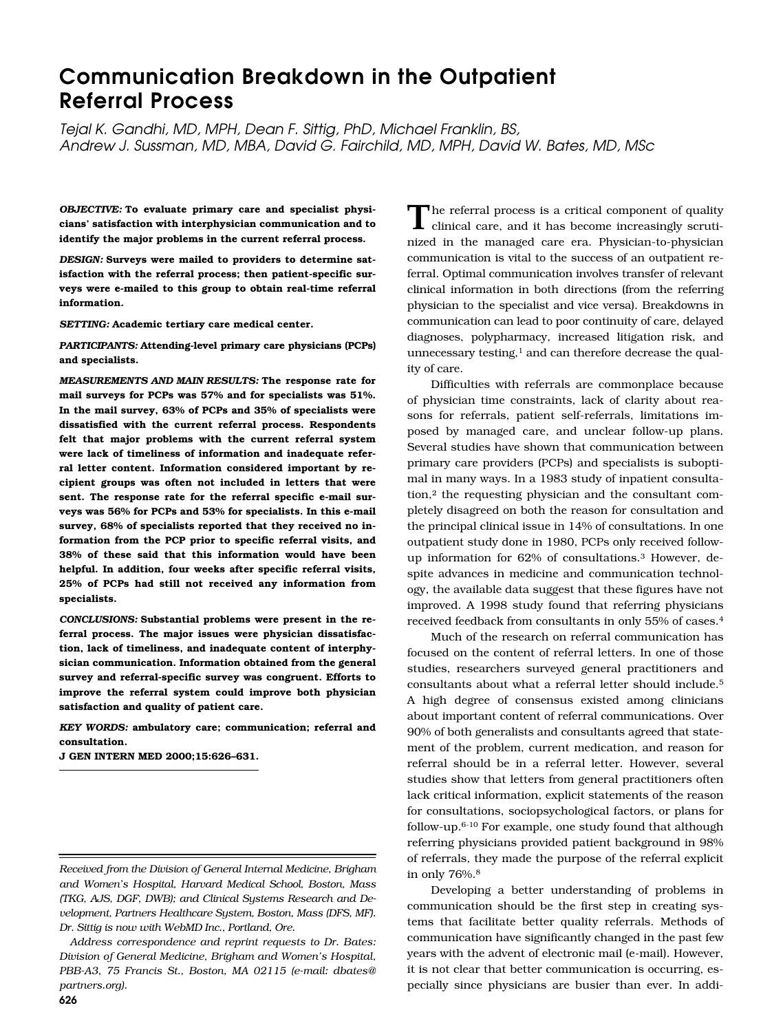# Communication Breakdown in the Outpatient Referral Process

*Tejal K. Gandhi, MD, MPH, Dean F. Sittig, PhD, Michael Franklin, BS, Andrew J. Sussman, MD, MBA, David G. Fairchild, MD, MPH, David W. Bates, MD, MSc*

***OBJECTIVE:*** **To evaluate primary care and specialist physicians' satisfaction with interphysician communication and to identify the major problems in the current referral process.**

***DESIGN:*** **Surveys were mailed to providers to determine satisfaction with the referral process; then patient-specific surveys were e-mailed to this group to obtain real-time referral information.**

***SETTING:*** **Academic tertiary care medical center.**

***PARTICIPANTS:*** **Attending-level primary care physicians (PCPs) and specialists.**

***MEASUREMENTS AND MAIN RESULTS:*** **The response rate for mail surveys for PCPs was 57% and for specialists was 51%. In the mail survey, 63% of PCPs and 35% of specialists were dissatisfied with the current referral process. Respondents felt that major problems with the current referral system were lack of timeliness of information and inadequate referral letter content. Information considered important by recipient groups was often not included in letters that were sent. The response rate for the referral specific e-mail surveys was 56% for PCPs and 53% for specialists. In this e-mail survey, 68% of specialists reported that they received no information from the PCP prior to specific referral visits, and 38% of these said that this information would have been helpful. In addition, four weeks after specific referral visits, 25% of PCPs had still not received any information from specialists.**

***CONCLUSIONS:*** **Substantial problems were present in the referral process. The major issues were physician dissatisfaction, lack of timeliness, and inadequate content of interphysician communication. Information obtained from the general survey and referral-specific survey was congruent. Efforts to improve the referral system could improve both physician satisfaction and quality of patient care.**

***KEY WORDS:*** **ambulatory care; communication; referral and consultation.**

**J GEN INTERN MED 2000;15:626–631.**

*Received from the Division of General Internal Medicine, Brigham and Women's Hospital, Harvard Medical School, Boston, Mass (TKG, AJS, DGF, DWB); and Clinical Systems Research and Development, Partners Healthcare System, Boston, Mass (DFS, MF). Dr. Sittig is now with WebMD Inc., Portland, Ore.*

*Address correspondence and reprint requests to Dr. Bates: Division of General Medicine, Brigham and Women's Hospital, PBB-A3, 75 Francis St., Boston, MA 02115 (e-mail: dbates@partners.org).*

The referral process is a critical component of quality clinical care, and it has become increasingly scrutinized in the managed care era. Physician-to-physician communication is vital to the success of an outpatient referral. Optimal communication involves transfer of relevant clinical information in both directions (from the referring physician to the specialist and vice versa). Breakdowns in communication can lead to poor continuity of care, delayed diagnoses, polypharmacy, increased litigation risk, and unnecessary testing,[1] and can therefore decrease the quality of care.

Difficulties with referrals are commonplace because of physician time constraints, lack of clarity about reasons for referrals, patient self-referrals, limitations imposed by managed care, and unclear follow-up plans. Several studies have shown that communication between primary care providers (PCPs) and specialists is suboptimal in many ways. In a 1983 study of inpatient consultation,[2] the requesting physician and the consultant completely disagreed on both the reason for consultation and the principal clinical issue in 14% of consultations. In one outpatient study done in 1980, PCPs only received follow-up information for 62% of consultations.[3] However, despite advances in medicine and communication technology, the available data suggest that these figures have not improved. A 1998 study found that referring physicians received feedback from consultants in only 55% of cases.[4]

Much of the research on referral communication has focused on the content of referral letters. In one of those studies, researchers surveyed general practitioners and consultants about what a referral letter should include.[5] A high degree of consensus existed among clinicians about important content of referral communications. Over 90% of both generalists and consultants agreed that statement of the problem, current medication, and reason for referral should be in a referral letter. However, several studies show that letters from general practitioners often lack critical information, explicit statements of the reason for consultations, sociopsychological factors, or plans for follow-up.[6-10] For example, one study found that although referring physicians provided patient background in 98% of referrals, they made the purpose of the referral explicit in only 76%.[8]

Developing a better understanding of problems in communication should be the first step in creating systems that facilitate better quality referrals. Methods of communication have significantly changed in the past few years with the advent of electronic mail (e-mail). However, it is not clear that better communication is occurring, especially since physicians are busier than ever. In addi-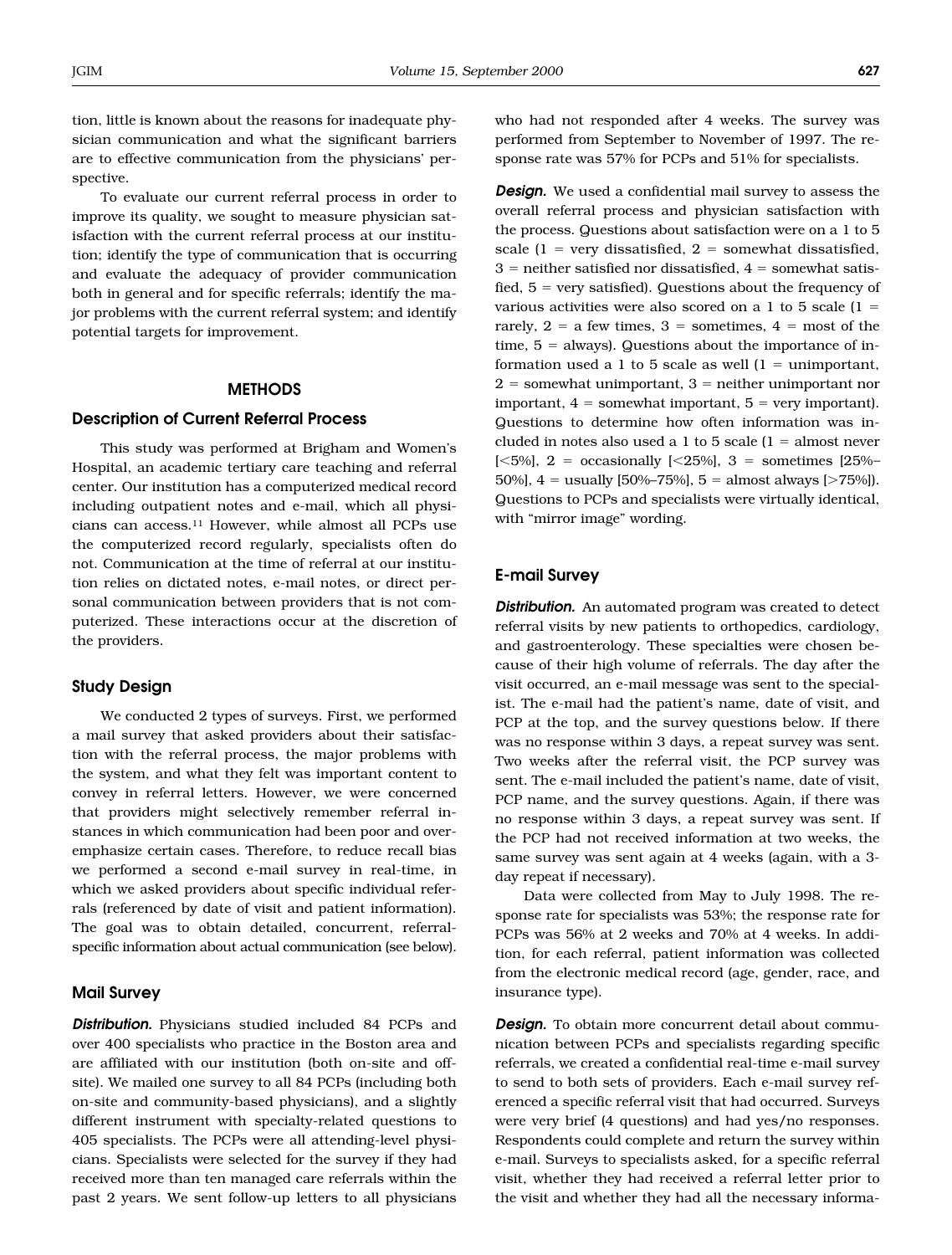tion, little is known about the reasons for inadequate physician communication and what the significant barriers are to effective communication from the physicians' perspective.

To evaluate our current referral process in order to improve its quality, we sought to measure physician satisfaction with the current referral process at our institution; identify the type of communication that is occurring and evaluate the adequacy of provider communication both in general and for specific referrals; identify the major problems with the current referral system; and identify potential targets for improvement.

## METHODS

### Description of Current Referral Process

This study was performed at Brigham and Women's Hospital, an academic tertiary care teaching and referral center. Our institution has a computerized medical record including outpatient notes and e-mail, which all physicians can access.[11] However, while almost all PCPs use the computerized record regularly, specialists often do not. Communication at the time of referral at our institution relies on dictated notes, e-mail notes, or direct personal communication between providers that is not computerized. These interactions occur at the discretion of the providers.

### Study Design

We conducted 2 types of surveys. First, we performed a mail survey that asked providers about their satisfaction with the referral process, the major problems with the system, and what they felt was important content to convey in referral letters. However, we were concerned that providers might selectively remember referral instances in which communication had been poor and overemphasize certain cases. Therefore, to reduce recall bias we performed a second e-mail survey in real-time, in which we asked providers about specific individual referrals (referenced by date of visit and patient information). The goal was to obtain detailed, concurrent, referral-specific information about actual communication (see below).

### Mail Survey

***Distribution.*** Physicians studied included 84 PCPs and over 400 specialists who practice in the Boston area and are affiliated with our institution (both on-site and off-site). We mailed one survey to all 84 PCPs (including both on-site and community-based physicians), and a slightly different instrument with specialty-related questions to 405 specialists. The PCPs were all attending-level physicians. Specialists were selected for the survey if they had received more than ten managed care referrals within the past 2 years. We sent follow-up letters to all physicians who had not responded after 4 weeks. The survey was performed from September to November of 1997. The response rate was 57% for PCPs and 51% for specialists.

***Design.*** We used a confidential mail survey to assess the overall referral process and physician satisfaction with the process. Questions about satisfaction were on a 1 to 5 scale (1 = very dissatisfied, 2 = somewhat dissatisfied, 3 = neither satisfied nor dissatisfied, 4 = somewhat satisfied, 5 = very satisfied). Questions about the frequency of various activities were also scored on a 1 to 5 scale (1 = rarely, 2 = a few times, 3 = sometimes, 4 = most of the time, 5 = always). Questions about the importance of information used a 1 to 5 scale as well (1 = unimportant, 2 = somewhat unimportant, 3 = neither unimportant nor important, 4 = somewhat important, 5 = very important). Questions to determine how often information was included in notes also used a 1 to 5 scale (1 = almost never [<5%], 2 = occasionally [<25%], 3 = sometimes [25%–50%], 4 = usually [50%–75%], 5 = almost always [>75%]). Questions to PCPs and specialists were virtually identical, with "mirror image" wording.

### E-mail Survey

***Distribution.*** An automated program was created to detect referral visits by new patients to orthopedics, cardiology, and gastroenterology. These specialties were chosen because of their high volume of referrals. The day after the visit occurred, an e-mail message was sent to the specialist. The e-mail had the patient's name, date of visit, and PCP at the top, and the survey questions below. If there was no response within 3 days, a repeat survey was sent. Two weeks after the referral visit, the PCP survey was sent. The e-mail included the patient's name, date of visit, PCP name, and the survey questions. Again, if there was no response within 3 days, a repeat survey was sent. If the PCP had not received information at two weeks, the same survey was sent again at 4 weeks (again, with a 3-day repeat if necessary).

Data were collected from May to July 1998. The response rate for specialists was 53%; the response rate for PCPs was 56% at 2 weeks and 70% at 4 weeks. In addition, for each referral, patient information was collected from the electronic medical record (age, gender, race, and insurance type).

***Design.*** To obtain more concurrent detail about communication between PCPs and specialists regarding specific referrals, we created a confidential real-time e-mail survey to send to both sets of providers. Each e-mail survey referenced a specific referral visit that had occurred. Surveys were very brief (4 questions) and had yes/no responses. Respondents could complete and return the survey within e-mail. Surveys to specialists asked, for a specific referral visit, whether they had received a referral letter prior to the visit and whether they had all the necessary informa-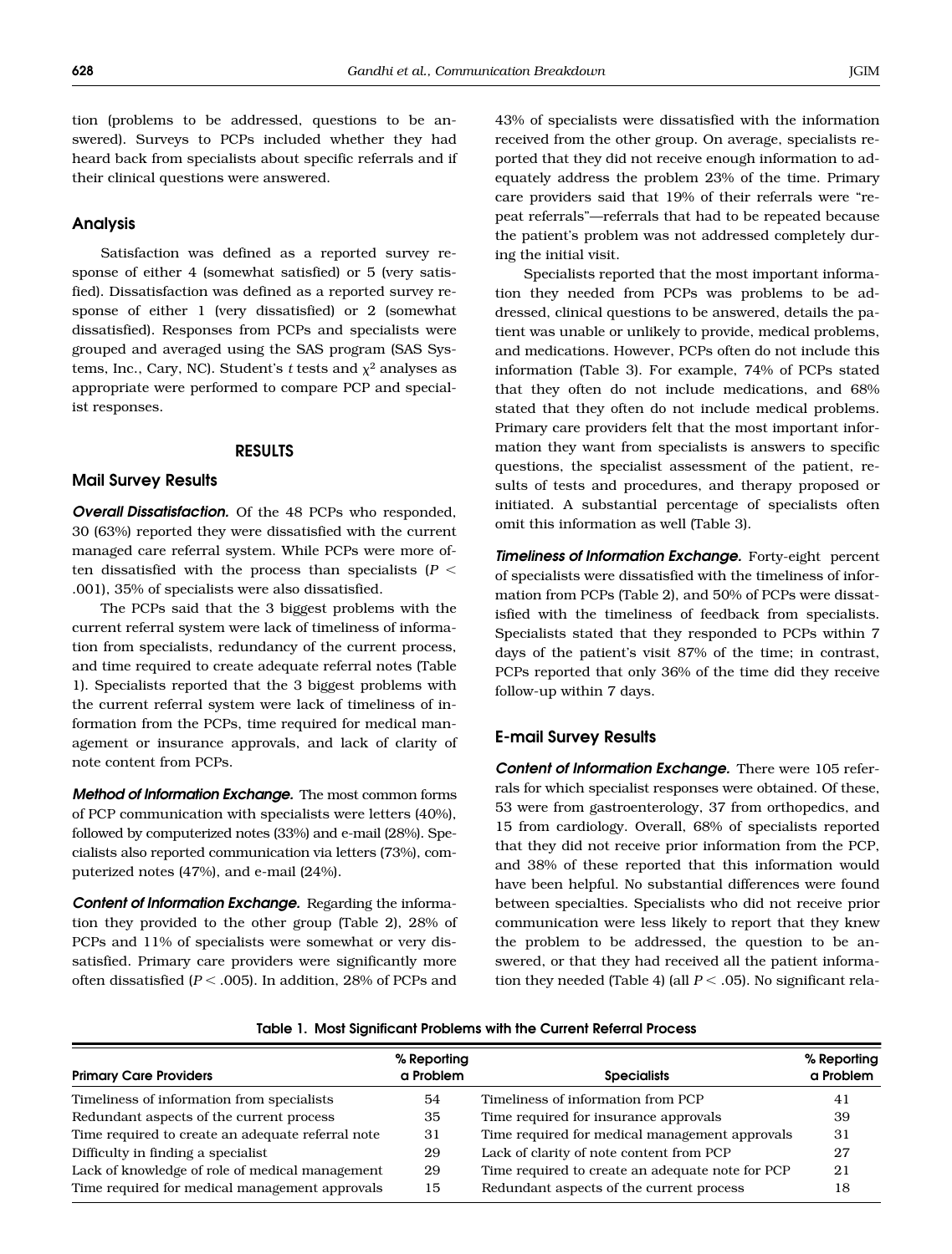tion (problems to be addressed, questions to be answered). Surveys to PCPs included whether they had heard back from specialists about specific referrals and if their clinical questions were answered.

### Analysis

Satisfaction was defined as a reported survey response of either 4 (somewhat satisfied) or 5 (very satisfied). Dissatisfaction was defined as a reported survey response of either 1 (very dissatisfied) or 2 (somewhat dissatisfied). Responses from PCPs and specialists were grouped and averaged using the SAS program (SAS Systems, Inc., Cary, NC). Student's $t$ tests and $\chi^2$ analyses as appropriate were performed to compare PCP and specialist responses.

## RESULTS

### Mail Survey Results

***Overall Dissatisfaction.*** Of the 48 PCPs who responded, 30 (63%) reported they were dissatisfied with the current managed care referral system. While PCPs were more often dissatisfied with the process than specialists ($P < .001$), 35% of specialists were also dissatisfied.

The PCPs said that the 3 biggest problems with the current referral system were lack of timeliness of information from specialists, redundancy of the current process, and time required to create adequate referral notes (Table 1). Specialists reported that the 3 biggest problems with the current referral system were lack of timeliness of information from the PCPs, time required for medical management or insurance approvals, and lack of clarity of note content from PCPs.

***Method of Information Exchange.*** The most common forms of PCP communication with specialists were letters (40%), followed by computerized notes (33%) and e-mail (28%). Specialists also reported communication via letters (73%), computerized notes (47%), and e-mail (24%).

***Content of Information Exchange.*** Regarding the information they provided to the other group (Table 2), 28% of PCPs and 11% of specialists were somewhat or very dissatisfied. Primary care providers were significantly more often dissatisfied ($P < .005$). In addition, 28% of PCPs and 43% of specialists were dissatisfied with the information received from the other group. On average, specialists reported that they did not receive enough information to adequately address the problem 23% of the time. Primary care providers said that 19% of their referrals were "repeat referrals"—referrals that had to be repeated because the patient's problem was not addressed completely during the initial visit.

Specialists reported that the most important information they needed from PCPs was problems to be addressed, clinical questions to be answered, details the patient was unable or unlikely to provide, medical problems, and medications. However, PCPs often do not include this information (Table 3). For example, 74% of PCPs stated that they often do not include medications, and 68% stated that they often do not include medical problems. Primary care providers felt that the most important information they want from specialists is answers to specific questions, the specialist assessment of the patient, results of tests and procedures, and therapy proposed or initiated. A substantial percentage of specialists often omit this information as well (Table 3).

***Timeliness of Information Exchange.*** Forty-eight percent of specialists were dissatisfied with the timeliness of information from PCPs (Table 2), and 50% of PCPs were dissatisfied with the timeliness of feedback from specialists. Specialists stated that they responded to PCPs within 7 days of the patient's visit 87% of the time; in contrast, PCPs reported that only 36% of the time did they receive follow-up within 7 days.

### E-mail Survey Results

***Content of Information Exchange.*** There were 105 referrals for which specialist responses were obtained. Of these, 53 were from gastroenterology, 37 from orthopedics, and 15 from cardiology. Overall, 68% of specialists reported that they did not receive prior information from the PCP, and 38% of these reported that this information would have been helpful. No substantial differences were found between specialties. Specialists who did not receive prior communication were less likely to report that they knew the problem to be addressed, the question to be answered, or that they had received all the patient information they needed (Table 4) (all $P < .05$). No significant rela-

**Table 1. Most Significant Problems with the Current Referral Process**

| Primary Care Providers | % Reporting a Problem | Specialists | % Reporting a Problem |
|---|---|---|---|
| Timeliness of information from specialists | 54 | Timeliness of information from PCP | 41 |
| Redundant aspects of the current process | 35 | Time required for insurance approvals | 39 |
| Time required to create an adequate referral note | 31 | Time required for medical management approvals | 31 |
| Difficulty in finding a specialist | 29 | Lack of clarity of note content from PCP | 27 |
| Lack of knowledge of role of medical management | 29 | Time required to create an adequate note for PCP | 21 |
| Time required for medical management approvals | 15 | Redundant aspects of the current process | 18 |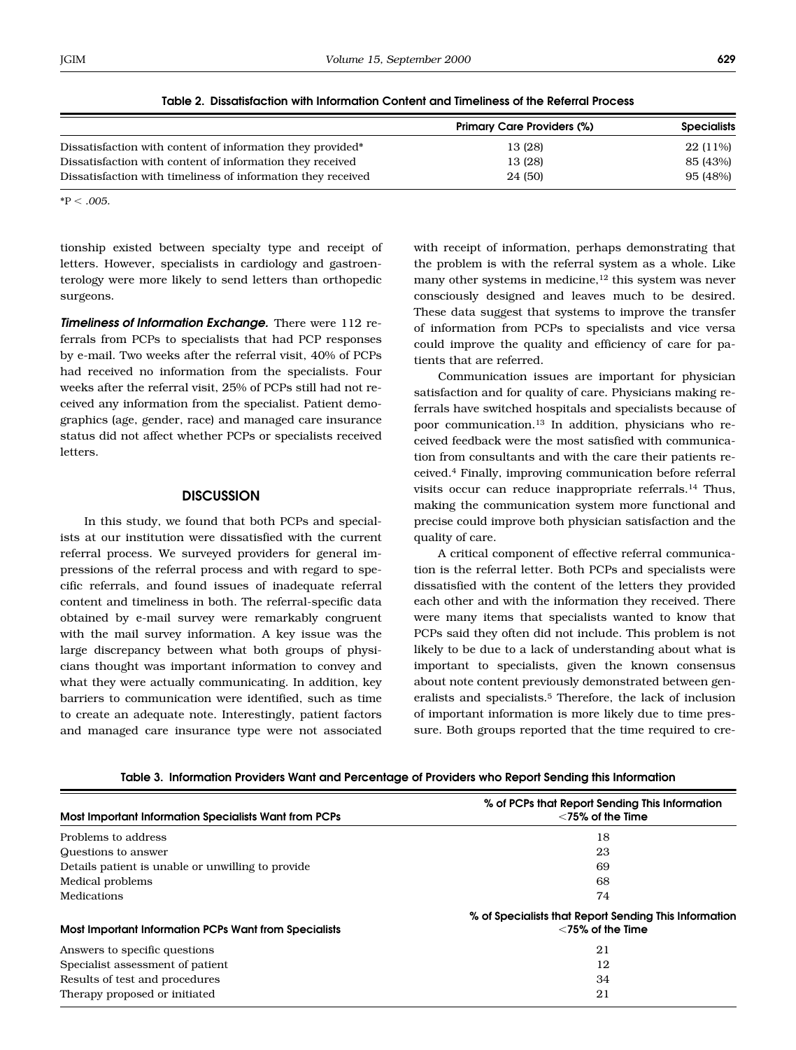**Table 2. Dissatisfaction with Information Content and Timeliness of the Referral Process**

| | Primary Care Providers (%) | Specialists |
|---|---|---|
| Dissatisfaction with content of information they provided* | 13 (28) | 22 (11%) |
| Dissatisfaction with content of information they received | 13 (28) | 85 (43%) |
| Dissatisfaction with timeliness of information they received | 24 (50) | 95 (48%) |

*P < .005.

tionship existed between specialty type and receipt of letters. However, specialists in cardiology and gastroenterology were more likely to send letters than orthopedic surgeons.

***Timeliness of Information Exchange.*** There were 112 referrals from PCPs to specialists that had PCP responses by e-mail. Two weeks after the referral visit, 40% of PCPs had received no information from the specialists. Four weeks after the referral visit, 25% of PCPs still had not received any information from the specialist. Patient demographics (age, gender, race) and managed care insurance status did not affect whether PCPs or specialists received letters.

## DISCUSSION

In this study, we found that both PCPs and specialists at our institution were dissatisfied with the current referral process. We surveyed providers for general impressions of the referral process and with regard to specific referrals, and found issues of inadequate referral content and timeliness in both. The referral-specific data obtained by e-mail survey were remarkably congruent with the mail survey information. A key issue was the large discrepancy between what both groups of physicians thought was important information to convey and what they were actually communicating. In addition, key barriers to communication were identified, such as time to create an adequate note. Interestingly, patient factors and managed care insurance type were not associated with receipt of information, perhaps demonstrating that the problem is with the referral system as a whole. Like many other systems in medicine,[12] this system was never consciously designed and leaves much to be desired. These data suggest that systems to improve the transfer of information from PCPs to specialists and vice versa could improve the quality and efficiency of care for patients that are referred.

Communication issues are important for physician satisfaction and for quality of care. Physicians making referrals have switched hospitals and specialists because of poor communication.[13] In addition, physicians who received feedback were the most satisfied with communication from consultants and with the care their patients received.[4] Finally, improving communication before referral visits occur can reduce inappropriate referrals.[14] Thus, making the communication system more functional and precise could improve both physician satisfaction and the quality of care.

A critical component of effective referral communication is the referral letter. Both PCPs and specialists were dissatisfied with the content of the letters they provided each other and with the information they received. There were many items that specialists wanted to know that PCPs said they often did not include. This problem is not likely to be due to a lack of understanding about what is important to specialists, given the known consensus about note content previously demonstrated between generalists and specialists.[5] Therefore, the lack of inclusion of important information is more likely due to time pressure. Both groups reported that the time required to cre-

**Table 3. Information Providers Want and Percentage of Providers who Report Sending this Information**

| Most Important Information Specialists Want from PCPs | % of PCPs that Report Sending This Information <75% of the Time |
|---|---|
| Problems to address | 18 |
| Questions to answer | 23 |
| Details patient is unable or unwilling to provide | 69 |
| Medical problems | 68 |
| Medications | 74 |
| **Most Important Information PCPs Want from Specialists** | **% of Specialists that Report Sending This Information <75% of the Time** |
| Answers to specific questions | 21 |
| Specialist assessment of patient | 12 |
| Results of test and procedures | 34 |
| Therapy proposed or initiated | 21 |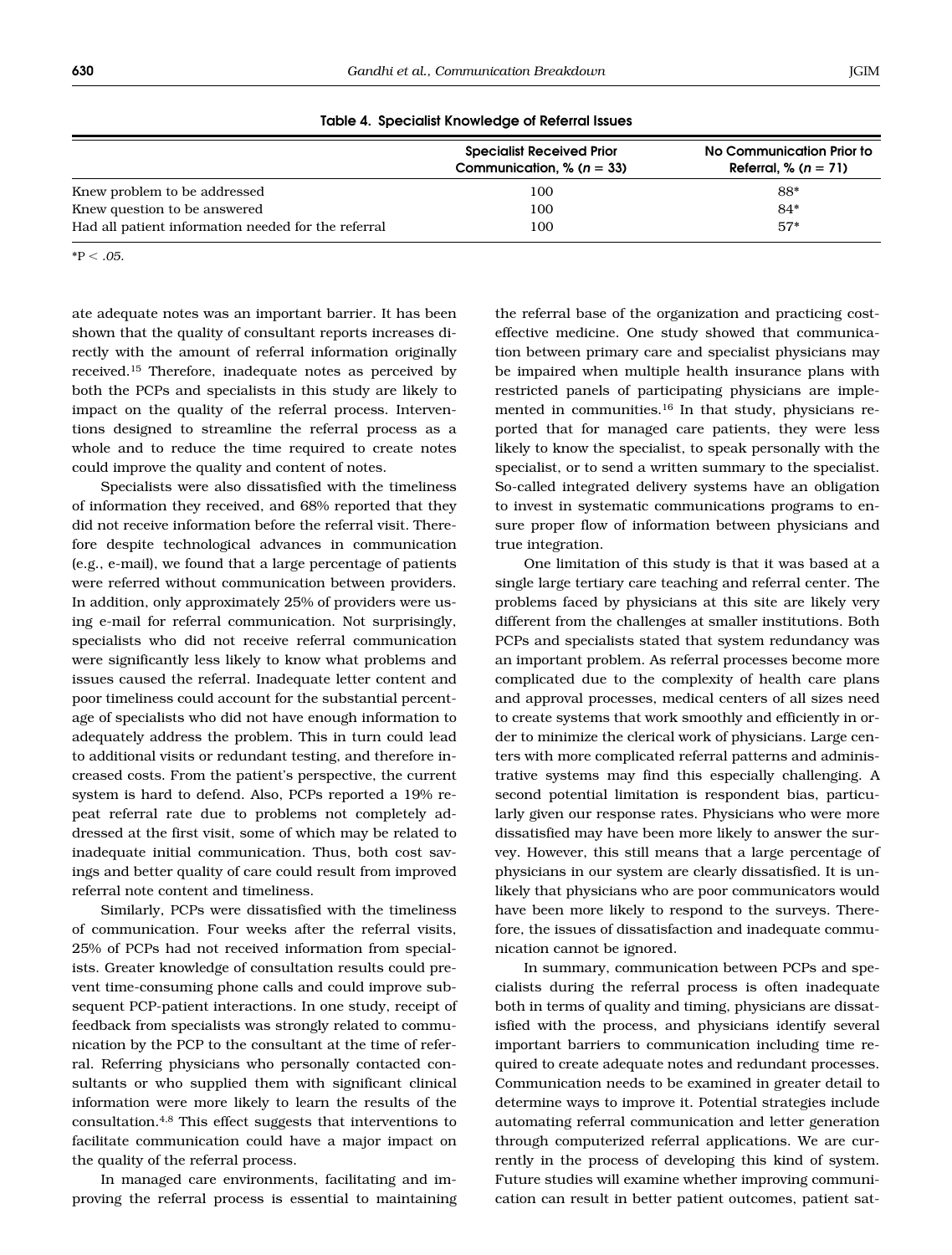Table 4. Specialist Knowledge of Referral Issues

| | Specialist Received Prior Communication, % (*n* = 33) | No Communication Prior to Referral, % (*n* = 71) |
|---|---|---|
| Knew problem to be addressed | 100 | 88* |
| Knew question to be answered | 100 | 84* |
| Had all patient information needed for the referral | 100 | 57* |

*P < .05.

ate adequate notes was an important barrier. It has been shown that the quality of consultant reports increases directly with the amount of referral information originally received.[15] Therefore, inadequate notes as perceived by both the PCPs and specialists in this study are likely to impact on the quality of the referral process. Interventions designed to streamline the referral process as a whole and to reduce the time required to create notes could improve the quality and content of notes.

Specialists were also dissatisfied with the timeliness of information they received, and 68% reported that they did not receive information before the referral visit. Therefore despite technological advances in communication (e.g., e-mail), we found that a large percentage of patients were referred without communication between providers. In addition, only approximately 25% of providers were using e-mail for referral communication. Not surprisingly, specialists who did not receive referral communication were significantly less likely to know what problems and issues caused the referral. Inadequate letter content and poor timeliness could account for the substantial percentage of specialists who did not have enough information to adequately address the problem. This in turn could lead to additional visits or redundant testing, and therefore increased costs. From the patient's perspective, the current system is hard to defend. Also, PCPs reported a 19% repeat referral rate due to problems not completely addressed at the first visit, some of which may be related to inadequate initial communication. Thus, both cost savings and better quality of care could result from improved referral note content and timeliness.

Similarly, PCPs were dissatisfied with the timeliness of communication. Four weeks after the referral visits, 25% of PCPs had not received information from specialists. Greater knowledge of consultation results could prevent time-consuming phone calls and could improve subsequent PCP-patient interactions. In one study, receipt of feedback from specialists was strongly related to communication by the PCP to the consultant at the time of referral. Referring physicians who personally contacted consultants or who supplied them with significant clinical information were more likely to learn the results of the consultation.[4,8] This effect suggests that interventions to facilitate communication could have a major impact on the quality of the referral process.

In managed care environments, facilitating and improving the referral process is essential to maintaining the referral base of the organization and practicing cost-effective medicine. One study showed that communication between primary care and specialist physicians may be impaired when multiple health insurance plans with restricted panels of participating physicians are implemented in communities.[16] In that study, physicians reported that for managed care patients, they were less likely to know the specialist, to speak personally with the specialist, or to send a written summary to the specialist. So-called integrated delivery systems have an obligation to invest in systematic communications programs to ensure proper flow of information between physicians and true integration.

One limitation of this study is that it was based at a single large tertiary care teaching and referral center. The problems faced by physicians at this site are likely very different from the challenges at smaller institutions. Both PCPs and specialists stated that system redundancy was an important problem. As referral processes become more complicated due to the complexity of health care plans and approval processes, medical centers of all sizes need to create systems that work smoothly and efficiently in order to minimize the clerical work of physicians. Large centers with more complicated referral patterns and administrative systems may find this especially challenging. A second potential limitation is respondent bias, particularly given our response rates. Physicians who were more dissatisfied may have been more likely to answer the survey. However, this still means that a large percentage of physicians in our system are clearly dissatisfied. It is unlikely that physicians who are poor communicators would have been more likely to respond to the surveys. Therefore, the issues of dissatisfaction and inadequate communication cannot be ignored.

In summary, communication between PCPs and specialists during the referral process is often inadequate both in terms of quality and timing, physicians are dissatisfied with the process, and physicians identify several important barriers to communication including time required to create adequate notes and redundant processes. Communication needs to be examined in greater detail to determine ways to improve it. Potential strategies include automating referral communication and letter generation through computerized referral applications. We are currently in the process of developing this kind of system. Future studies will examine whether improving communication can result in better patient outcomes, patient sat-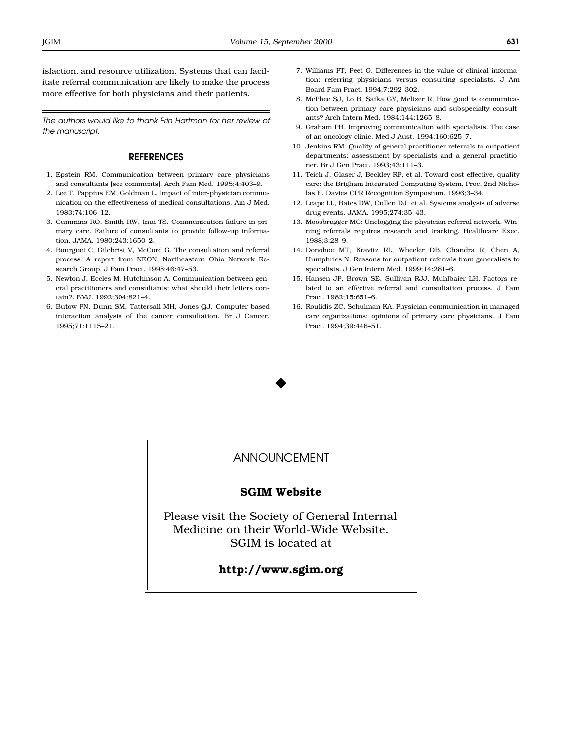isfaction, and resource utilization. Systems that can facilitate referral communication are likely to make the process more effective for both physicians and their patients.

*The authors would like to thank Erin Hartman for her review of the manuscript.*

## REFERENCES

1. Epstein RM. Communication between primary care physicians and consultants [see comments]. Arch Fam Med. 1995;4:403–9.
2. Lee T, Pappius EM, Goldman L. Impact of inter-physician communication on the effectiveness of medical consultations. Am J Med. 1983;74:106–12.
3. Cummins RO, Smith RW, Inui TS. Communication failure in primary care. Failure of consultants to provide follow-up information. JAMA. 1980;243:1650–2.
4. Bourguet C, Gilchrist V, McCord G. The consultation and referral process. A report from NEON. Northeastern Ohio Network Research Group. J Fam Pract. 1998;46:47–53.
5. Newton J, Eccles M, Hutchinson A. Communication between general practitioners and consultants: what should their letters contain?. BMJ. 1992;304:821–4.
6. Butow PN, Dunn SM, Tattersall MH, Jones QJ. Computer-based interaction analysis of the cancer consultation. Br J Cancer. 1995;71:1115–21.
7. Williams PT, Peet G. Differences in the value of clinical information: referring physicians versus consulting specialists. J Am Board Fam Pract. 1994;7:292–302.
8. McPhee SJ, Lo B, Saika GY, Meltzer R. How good is communication between primary care physicians and subspecialty consultants? Arch Intern Med. 1984;144:1265–8.
9. Graham PH. Improving communication with specialists. The case of an oncology clinic. Med J Aust. 1994;160:625–7.
10. Jenkins RM. Quality of general practitioner referrals to outpatient departments: assessment by specialists and a general practitioner. Br J Gen Pract. 1993;43:111–3.
11. Teich J, Glaser J, Beckley RF, et al. Toward cost-effective, quality care: the Brigham Integrated Computing System. Proc. 2nd Nicholas E. Davies CPR Recognition Symposium. 1996;3–34.
12. Leape LL, Bates DW, Cullen DJ, et al. Systems analysis of adverse drug events. JAMA. 1995;274:35–43.
13. Moosbrugger MC: Unclogging the physician referral network. Winning referrals requires research and tracking. Healthcare Exec. 1988;3:28–9.
14. Donohoe MT, Kravitz RL, Wheeler DB, Chandra R, Chen A, Humphries N. Reasons for outpatient referrals from generalists to specialists. J Gen Intern Med. 1999;14:281–6.
15. Hansen JP, Brown SE, Sullivan RJJ, Muhlbaier LH. Factors related to an effective referral and consultation process. J Fam Pract. 1982;15:651–6.
16. Roulidis ZC, Schulman KA. Physician communication in managed care organizations: opinions of primary care physicians. J Fam Pract. 1994;39:446–51.

◆

ANNOUNCEMENT

**SGIM Website**

Please visit the Society of General Internal Medicine on their World-Wide Website. SGIM is located at

**http://www.sgim.org**